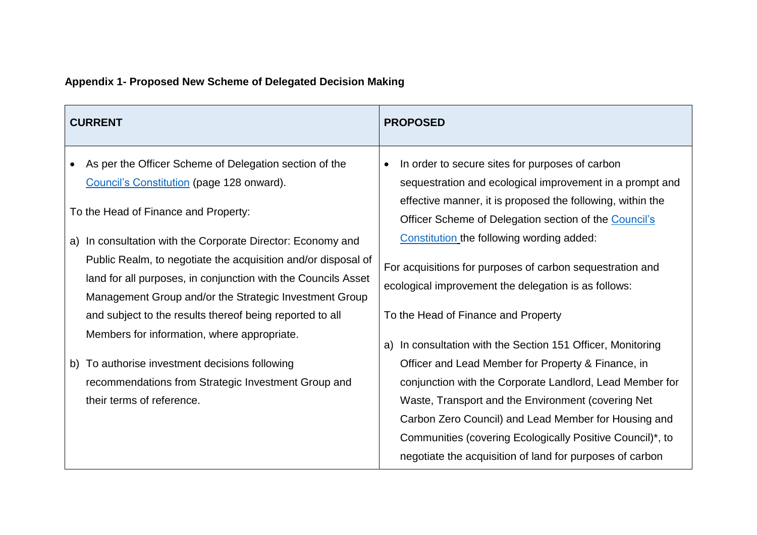**Appendix 1- Proposed New Scheme of Delegated Decision Making**

| CURRENT | PROPOSED |
|---|---|
| • As per the Officer Scheme of Delegation section of the Council's Constitution (page 128 onward).<br><br>To the Head of Finance and Property:<br><br>a) In consultation with the Corporate Director: Economy and Public Realm, to negotiate the acquisition and/or disposal of land for all purposes, in conjunction with the Councils Asset Management Group and/or the Strategic Investment Group and subject to the results thereof being reported to all Members for information, where appropriate.<br><br>b) To authorise investment decisions following recommendations from Strategic Investment Group and their terms of reference. | • In order to secure sites for purposes of carbon sequestration and ecological improvement in a prompt and effective manner, it is proposed the following, within the Officer Scheme of Delegation section of the Council's Constitution the following wording added:<br><br>For acquisitions for purposes of carbon sequestration and ecological improvement the delegation is as follows:<br><br>To the Head of Finance and Property<br><br>a) In consultation with the Section 151 Officer, Monitoring Officer and Lead Member for Property & Finance, in conjunction with the Corporate Landlord, Lead Member for Waste, Transport and the Environment (covering Net Carbon Zero Council) and Lead Member for Housing and Communities (covering Ecologically Positive Council)*, to negotiate the acquisition of land for purposes of carbon |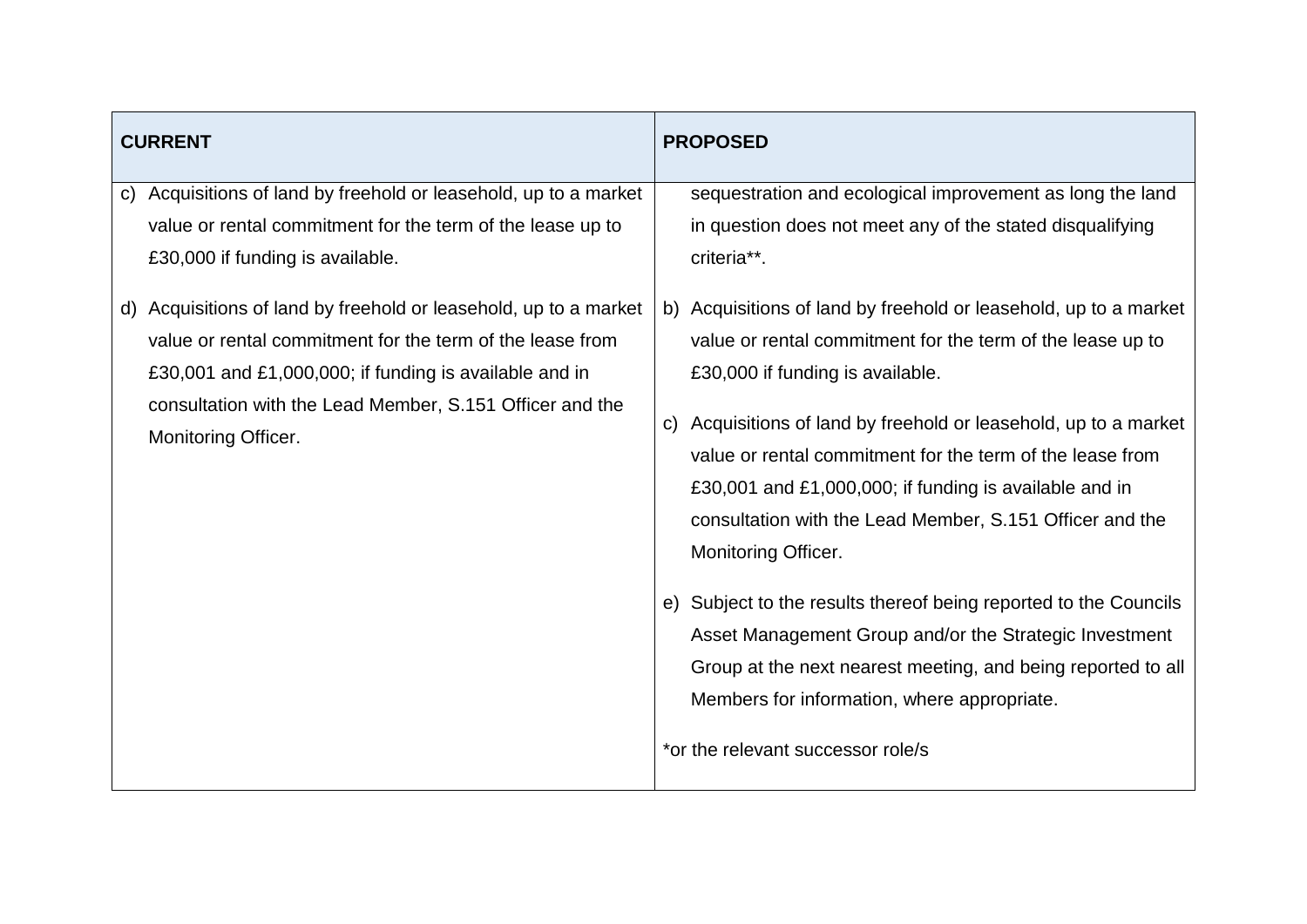| CURRENT | PROPOSED |
|---|---|
| c) Acquisitions of land by freehold or leasehold, up to a market value or rental commitment for the term of the lease up to £30,000 if funding is available.<br><br>d) Acquisitions of land by freehold or leasehold, up to a market value or rental commitment for the term of the lease from £30,001 and £1,000,000; if funding is available and in consultation with the Lead Member, S.151 Officer and the Monitoring Officer. | sequestration and ecological improvement as long the land in question does not meet any of the stated disqualifying criteria**.<br><br>b) Acquisitions of land by freehold or leasehold, up to a market value or rental commitment for the term of the lease up to £30,000 if funding is available.<br><br>c) Acquisitions of land by freehold or leasehold, up to a market value or rental commitment for the term of the lease from £30,001 and £1,000,000; if funding is available and in consultation with the Lead Member, S.151 Officer and the Monitoring Officer.<br><br>e) Subject to the results thereof being reported to the Councils Asset Management Group and/or the Strategic Investment Group at the next nearest meeting, and being reported to all Members for information, where appropriate.<br><br>*or the relevant successor role/s |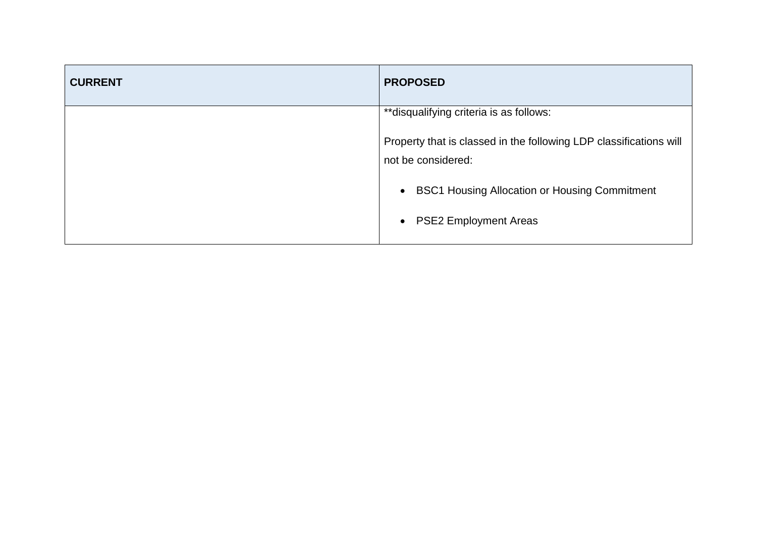| CURRENT | PROPOSED |
|---|---|
| | **disqualifying criteria is as follows:<br><br>Property that is classed in the following LDP classifications will not be considered:<br><br>• BSC1 Housing Allocation or Housing Commitment<br><br>• PSE2 Employment Areas |